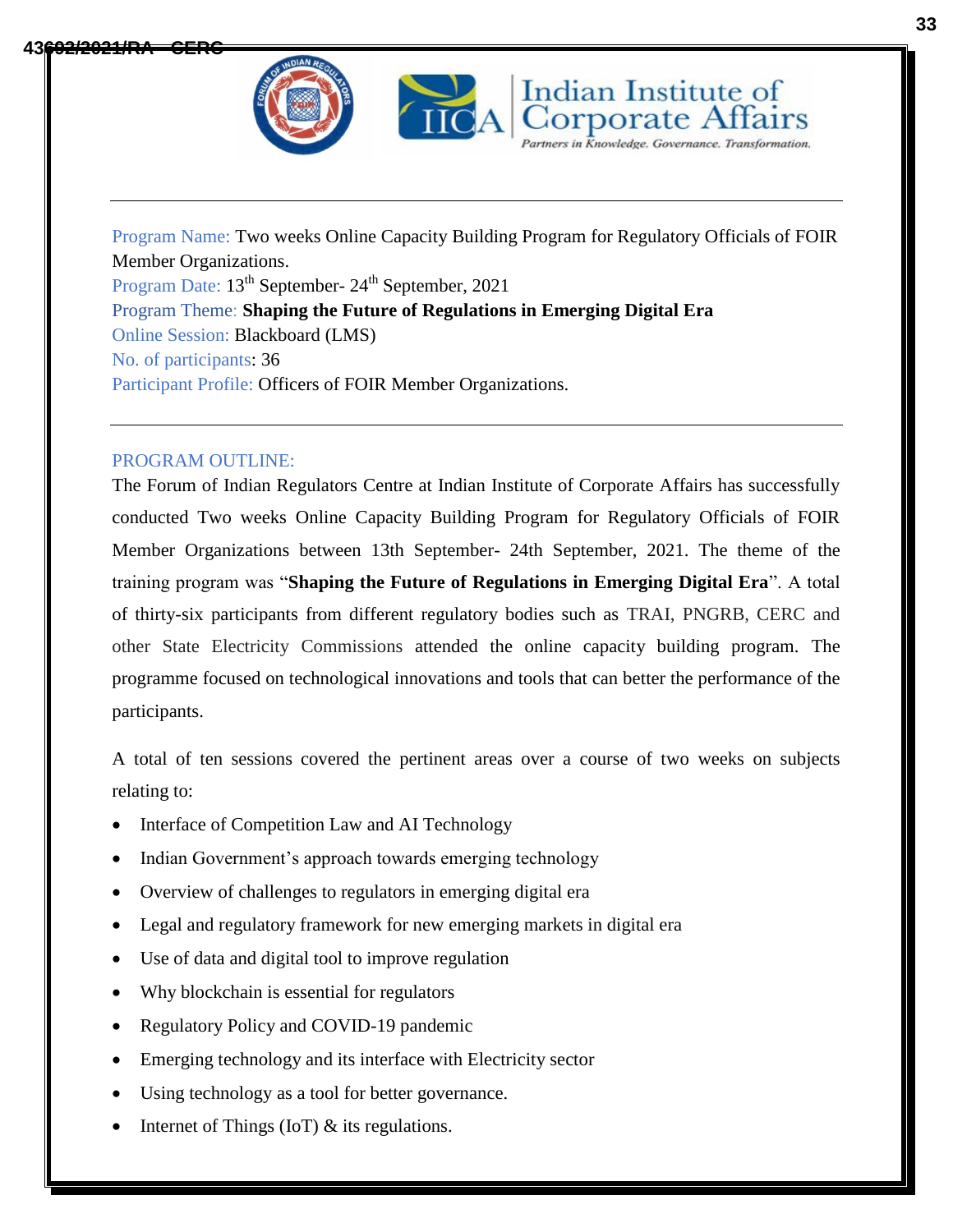Indian Institute of Corporate Affairs

*Partners in Knowledge. Governance. Transformation.*

---

Program Name: Two weeks Online Capacity Building Program for Regulatory Officials of FOIR Member Organizations.

Program Date: 13th September- 24th September, 2021

Program Theme: **Shaping the Future of Regulations in Emerging Digital Era**

Online Session: Blackboard (LMS)

No. of participants: 36

Participant Profile: Officers of FOIR Member Organizations.

---

PROGRAM OUTLINE:

The Forum of Indian Regulators Centre at Indian Institute of Corporate Affairs has successfully conducted Two weeks Online Capacity Building Program for Regulatory Officials of FOIR Member Organizations between 13th September- 24th September, 2021. The theme of the training program was "**Shaping the Future of Regulations in Emerging Digital Era**". A total of thirty-six participants from different regulatory bodies such as TRAI, PNGRB, CERC and other State Electricity Commissions attended the online capacity building program. The programme focused on technological innovations and tools that can better the performance of the participants.

A total of ten sessions covered the pertinent areas over a course of two weeks on subjects relating to:

- Interface of Competition Law and AI Technology
- Indian Government's approach towards emerging technology
- Overview of challenges to regulators in emerging digital era
- Legal and regulatory framework for new emerging markets in digital era
- Use of data and digital tool to improve regulation
- Why blockchain is essential for regulators
- Regulatory Policy and COVID-19 pandemic
- Emerging technology and its interface with Electricity sector
- Using technology as a tool for better governance.
- Internet of Things (IoT) & its regulations.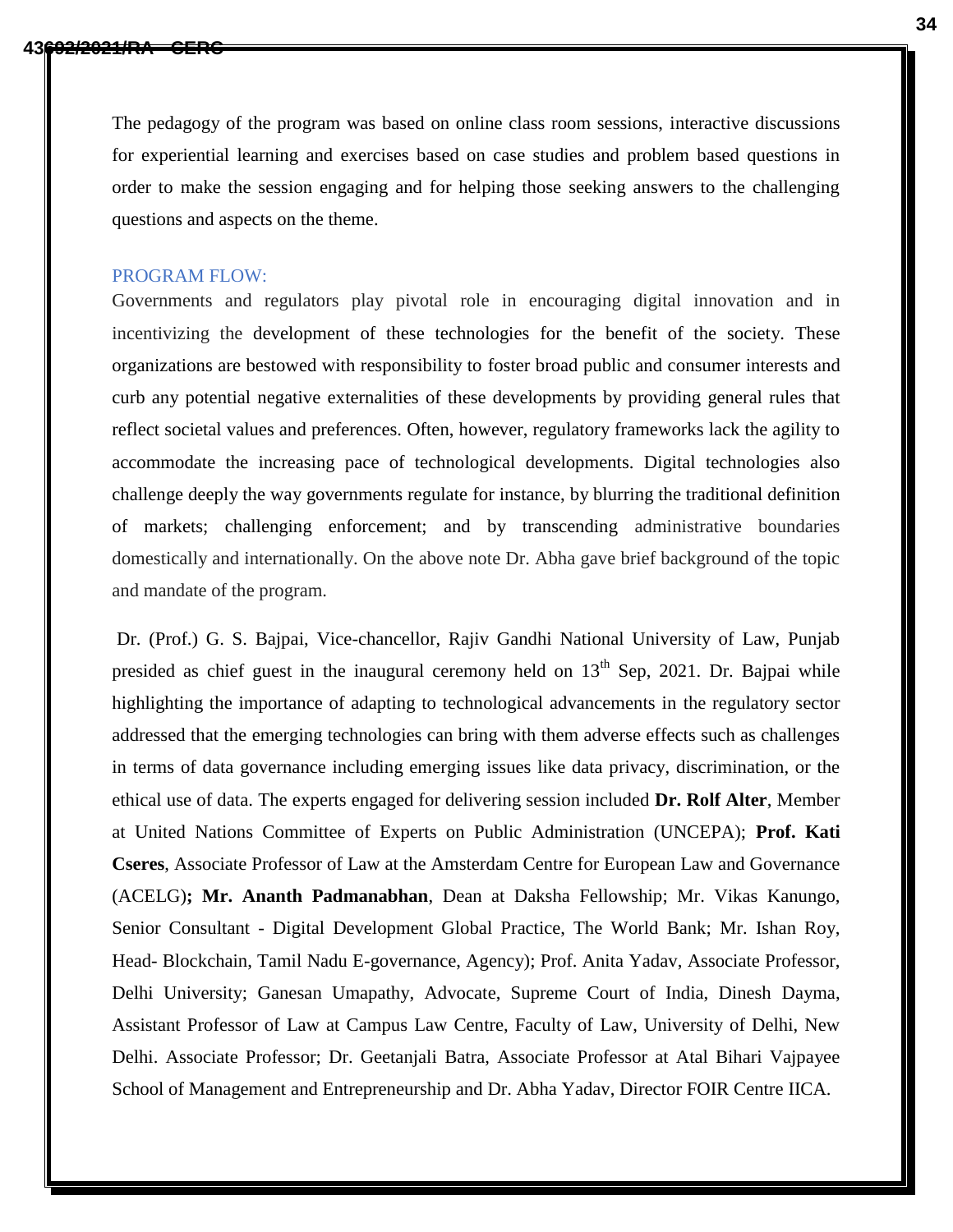The pedagogy of the program was based on online class room sessions, interactive discussions for experiential learning and exercises based on case studies and problem based questions in order to make the session engaging and for helping those seeking answers to the challenging questions and aspects on the theme.

## PROGRAM FLOW:

Governments and regulators play pivotal role in encouraging digital innovation and in incentivizing the development of these technologies for the benefit of the society. These organizations are bestowed with responsibility to foster broad public and consumer interests and curb any potential negative externalities of these developments by providing general rules that reflect societal values and preferences. Often, however, regulatory frameworks lack the agility to accommodate the increasing pace of technological developments. Digital technologies also challenge deeply the way governments regulate for instance, by blurring the traditional definition of markets; challenging enforcement; and by transcending administrative boundaries domestically and internationally. On the above note Dr. Abha gave brief background of the topic and mandate of the program.

Dr. (Prof.) G. S. Bajpai, Vice-chancellor, Rajiv Gandhi National University of Law, Punjab presided as chief guest in the inaugural ceremony held on 13th Sep, 2021. Dr. Bajpai while highlighting the importance of adapting to technological advancements in the regulatory sector addressed that the emerging technologies can bring with them adverse effects such as challenges in terms of data governance including emerging issues like data privacy, discrimination, or the ethical use of data. The experts engaged for delivering session included **Dr. Rolf Alter**, Member at United Nations Committee of Experts on Public Administration (UNCEPA); **Prof. Kati Cseres**, Associate Professor of Law at the Amsterdam Centre for European Law and Governance (ACELG)**; Mr. Ananth Padmanabhan**, Dean at Daksha Fellowship; Mr. Vikas Kanungo, Senior Consultant - Digital Development Global Practice, The World Bank; Mr. Ishan Roy, Head- Blockchain, Tamil Nadu E-governance, Agency); Prof. Anita Yadav, Associate Professor, Delhi University; Ganesan Umapathy, Advocate, Supreme Court of India, Dinesh Dayma, Assistant Professor of Law at Campus Law Centre, Faculty of Law, University of Delhi, New Delhi. Associate Professor; Dr. Geetanjali Batra, Associate Professor at Atal Bihari Vajpayee School of Management and Entrepreneurship and Dr. Abha Yadav, Director FOIR Centre IICA.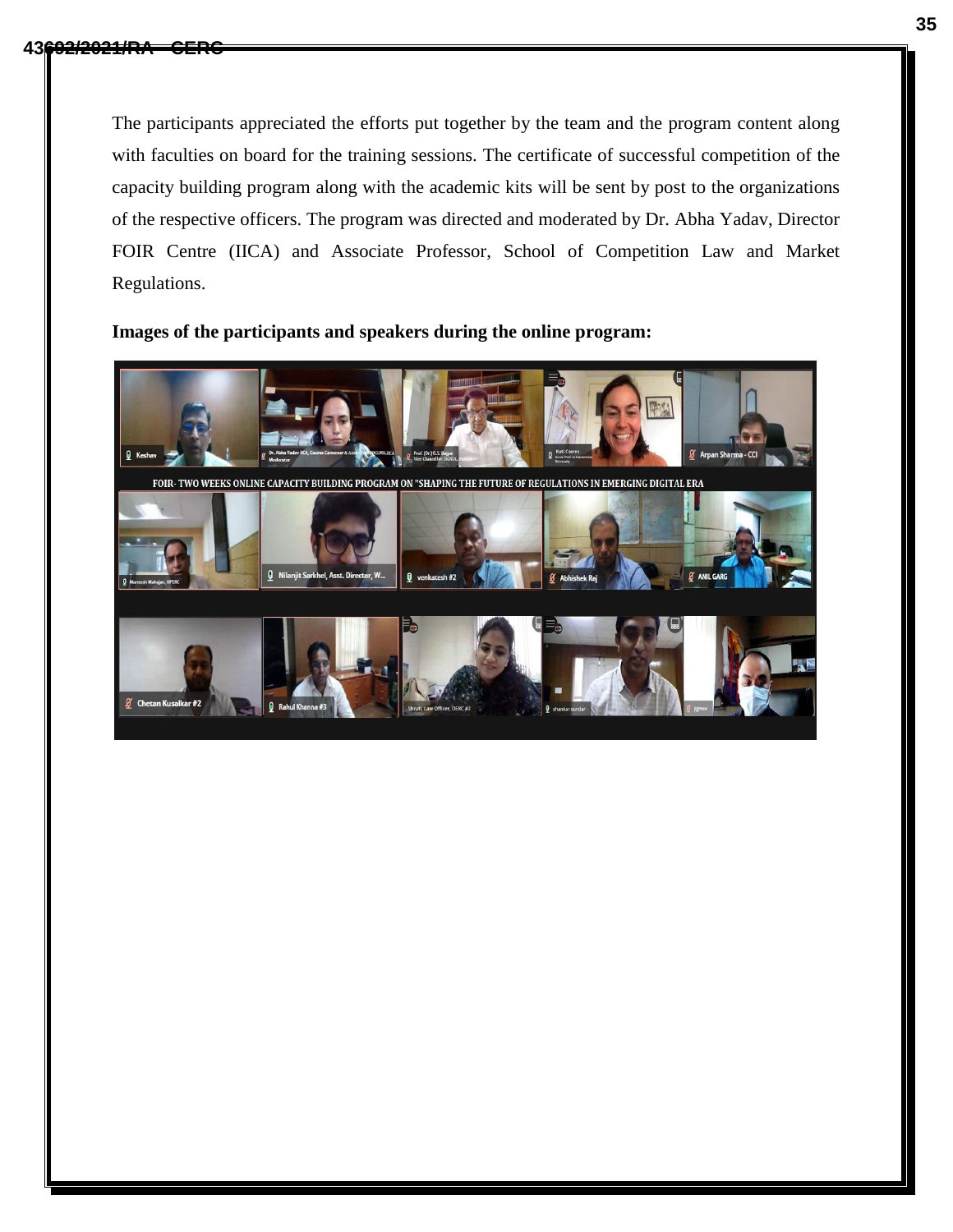The participants appreciated the efforts put together by the team and the program content along with faculties on board for the training sessions. The certificate of successful competition of the capacity building program along with the academic kits will be sent by post to the organizations of the respective officers. The program was directed and moderated by Dr. Abha Yadav, Director FOIR Centre (IICA) and Associate Professor, School of Competition Law and Market Regulations.

**Images of the participants and speakers during the online program:**